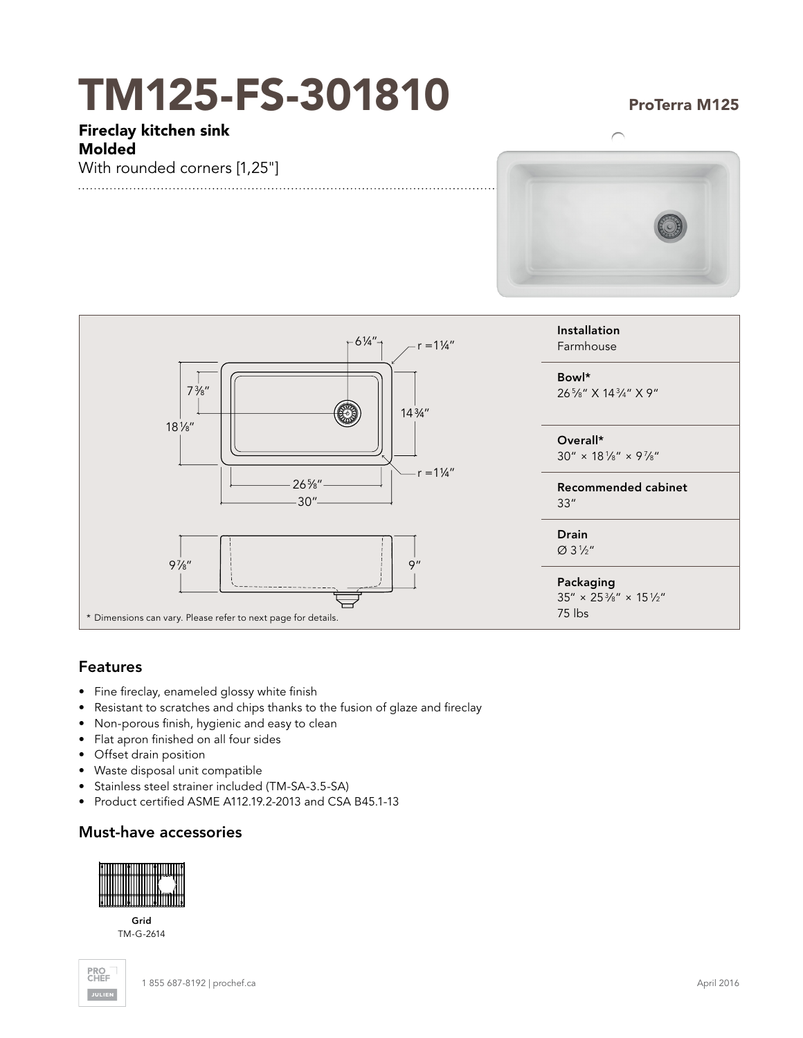# TM125-FS-301810

ProTerra M125

**Fireclay kitchen sink**
**Molded**
With rounded corners [1,25"]

| | |
|---|---|
| **Installation** | Farmhouse |
| **Bowl*** | 26⅝" X 14¾" X 9" |
| **Overall*** | 30" × 18⅛" × 9⅞" |
| **Recommended cabinet** | 33" |
| **Drain** | Ø 3½" |
| **Packaging** | 35" × 25⅜" × 15½"<br>75 lbs |

* Dimensions can vary. Please refer to next page for details.

## Features

- Fine fireclay, enameled glossy white finish
- Resistant to scratches and chips thanks to the fusion of glaze and fireclay
- Non-porous finish, hygienic and easy to clean
- Flat apron finished on all four sides
- Offset drain position
- Waste disposal unit compatible
- Stainless steel strainer included (TM-SA-3.5-SA)
- Product certified ASME A112.19.2-2013 and CSA B45.1-13

## Must-have accessories

**Grid**
TM-G-2614

1 855 687-8192 | prochef.ca

April 2016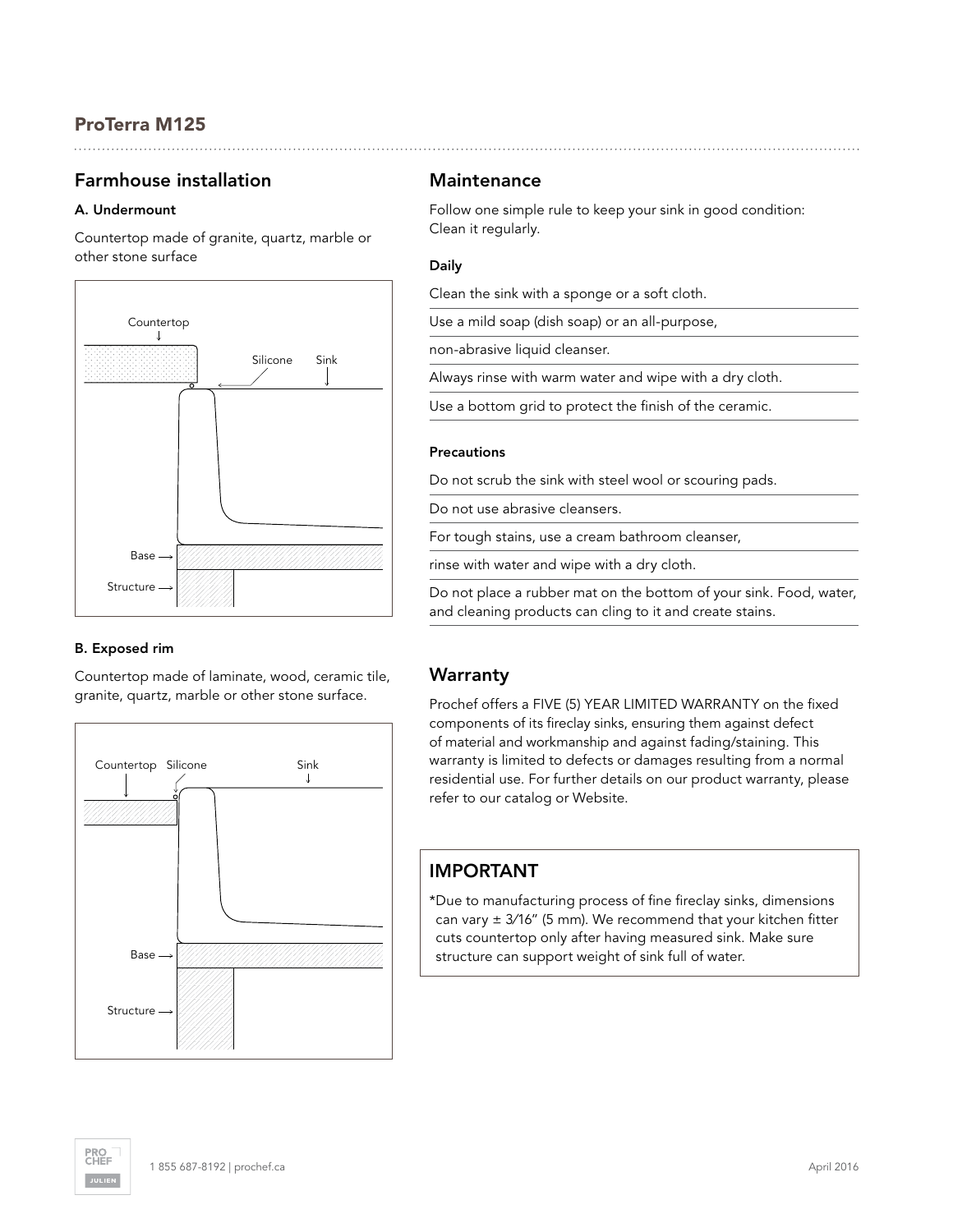## ProTerra M125

## Farmhouse installation

### A. Undermount

Countertop made of granite, quartz, marble or other stone surface

Countertop
Silicone
Sink
Base
Structure

### B. Exposed rim

Countertop made of laminate, wood, ceramic tile, granite, quartz, marble or other stone surface.

Countertop
Silicone
Sink
Base
Structure

## Maintenance

Follow one simple rule to keep your sink in good condition: Clean it regularly.

### Daily

Clean the sink with a sponge or a soft cloth.

Use a mild soap (dish soap) or an all-purpose,

non-abrasive liquid cleanser.

Always rinse with warm water and wipe with a dry cloth.

Use a bottom grid to protect the finish of the ceramic.

### Precautions

Do not scrub the sink with steel wool or scouring pads.

Do not use abrasive cleansers.

For tough stains, use a cream bathroom cleanser,

rinse with water and wipe with a dry cloth.

Do not place a rubber mat on the bottom of your sink. Food, water, and cleaning products can cling to it and create stains.

## Warranty

Prochef offers a FIVE (5) YEAR LIMITED WARRANTY on the fixed components of its fireclay sinks, ensuring them against defect of material and workmanship and against fading/staining. This warranty is limited to defects or damages resulting from a normal residential use. For further details on our product warranty, please refer to our catalog or Website.

## IMPORTANT

*Due to manufacturing process of fine fireclay sinks, dimensions can vary ± 3⁄16" (5 mm). We recommend that your kitchen fitter cuts countertop only after having measured sink. Make sure structure can support weight of sink full of water.